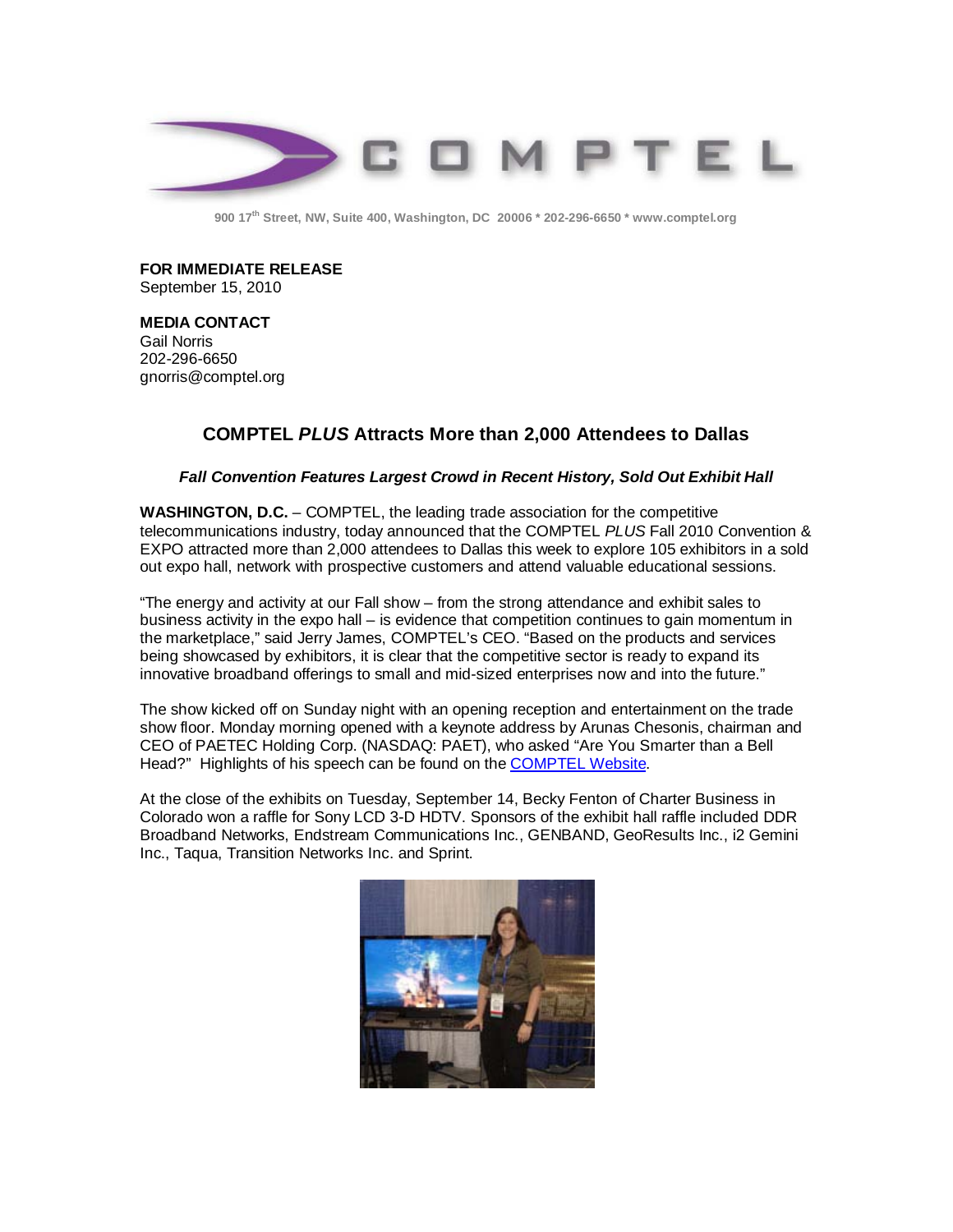# COMPTEL

900 17th Street, NW, Suite 400, Washington, DC 20006 * 202-296-6650 * www.comptel.org

**FOR IMMEDIATE RELEASE**
September 15, 2010

**MEDIA CONTACT**
Gail Norris
202-296-6650
gnorris@comptel.org

## COMPTEL *PLUS* Attracts More than 2,000 Attendees to Dallas

### *Fall Convention Features Largest Crowd in Recent History, Sold Out Exhibit Hall*

**WASHINGTON, D.C.** – COMPTEL, the leading trade association for the competitive telecommunications industry, today announced that the COMPTEL *PLUS* Fall 2010 Convention & EXPO attracted more than 2,000 attendees to Dallas this week to explore 105 exhibitors in a sold out expo hall, network with prospective customers and attend valuable educational sessions.

"The energy and activity at our Fall show – from the strong attendance and exhibit sales to business activity in the expo hall – is evidence that competition continues to gain momentum in the marketplace," said Jerry James, COMPTEL's CEO. "Based on the products and services being showcased by exhibitors, it is clear that the competitive sector is ready to expand its innovative broadband offerings to small and mid-sized enterprises now and into the future."

The show kicked off on Sunday night with an opening reception and entertainment on the trade show floor. Monday morning opened with a keynote address by Arunas Chesonis, chairman and CEO of PAETEC Holding Corp. (NASDAQ: PAET), who asked "Are You Smarter than a Bell Head?" Highlights of his speech can be found on the COMPTEL Website.

At the close of the exhibits on Tuesday, September 14, Becky Fenton of Charter Business in Colorado won a raffle for Sony LCD 3-D HDTV. Sponsors of the exhibit hall raffle included DDR Broadband Networks, Endstream Communications Inc., GENBAND, GeoResults Inc., i2 Gemini Inc., Taqua, Transition Networks Inc. and Sprint.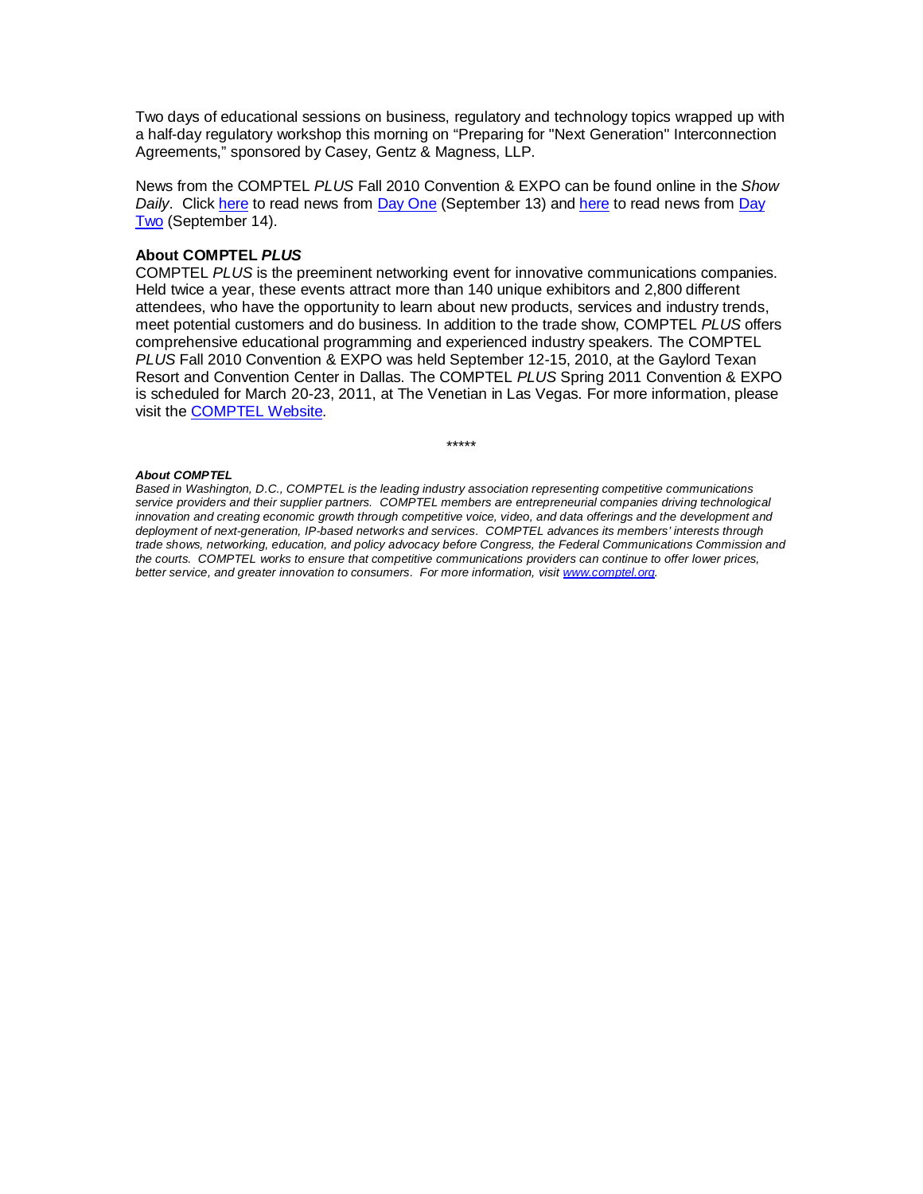Two days of educational sessions on business, regulatory and technology topics wrapped up with a half-day regulatory workshop this morning on “Preparing for "Next Generation" Interconnection Agreements,” sponsored by Casey, Gentz & Magness, LLP.

News from the COMPTEL *PLUS* Fall 2010 Convention & EXPO can be found online in the *Show Daily*. Click here to read news from Day One (September 13) and here to read news from Day Two (September 14).

**About COMPTEL *PLUS***
COMPTEL *PLUS* is the preeminent networking event for innovative communications companies. Held twice a year, these events attract more than 140 unique exhibitors and 2,800 different attendees, who have the opportunity to learn about new products, services and industry trends, meet potential customers and do business. In addition to the trade show, COMPTEL *PLUS* offers comprehensive educational programming and experienced industry speakers. The COMPTEL *PLUS* Fall 2010 Convention & EXPO was held September 12-15, 2010, at the Gaylord Texan Resort and Convention Center in Dallas. The COMPTEL *PLUS* Spring 2011 Convention & EXPO is scheduled for March 20-23, 2011, at The Venetian in Las Vegas. For more information, please visit the COMPTEL Website.

*****

***About COMPTEL***
*Based in Washington, D.C., COMPTEL is the leading industry association representing competitive communications service providers and their supplier partners. COMPTEL members are entrepreneurial companies driving technological innovation and creating economic growth through competitive voice, video, and data offerings and the development and deployment of next-generation, IP-based networks and services. COMPTEL advances its members' interests through trade shows, networking, education, and policy advocacy before Congress, the Federal Communications Commission and the courts. COMPTEL works to ensure that competitive communications providers can continue to offer lower prices, better service, and greater innovation to consumers. For more information, visit www.comptel.org.*